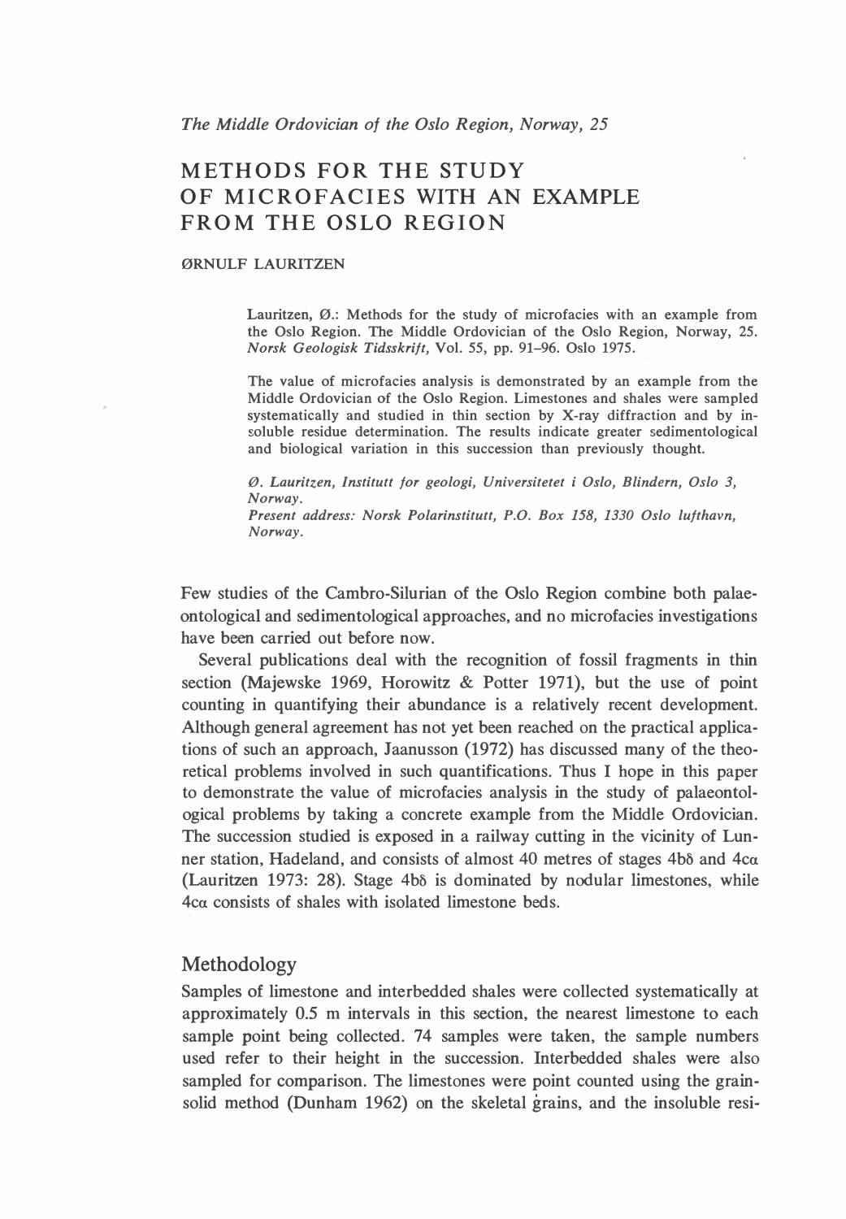*The Middle Ordovician of the Oslo Region, Norway, 25*

# METHODS FOR THE STUDY OF MICROFACIES WITH AN EXAMPLE FROM THE OSLO REGION

ØRNULF LAURITZEN

Lauritzen, Ø.: Methods for the study of microfacies with an example from the Oslo Region. The Middle Ordovician of the Oslo Region, Norway, 25. *Norsk Geologisk Tidsskrift*, Vol. 55, pp. 91–96. Oslo 1975.

The value of microfacies analysis is demonstrated by an example from the Middle Ordovician of the Oslo Region. Limestones and shales were sampled systematically and studied in thin section by X-ray diffraction and by insoluble residue determination. The results indicate greater sedimentological and biological variation in this succession than previously thought.

*Ø. Lauritzen, Institutt for geologi, Universitetet i Oslo, Blindern, Oslo 3, Norway.*
*Present address: Norsk Polarinstitutt, P.O. Box 158, 1330 Oslo lufthavn, Norway.*

Few studies of the Cambro-Silurian of the Oslo Region combine both palaeontological and sedimentological approaches, and no microfacies investigations have been carried out before now.

Several publications deal with the recognition of fossil fragments in thin section (Majewske 1969, Horowitz & Potter 1971), but the use of point counting in quantifying their abundance is a relatively recent development. Although general agreement has not yet been reached on the practical applications of such an approach, Jaanusson (1972) has discussed many of the theoretical problems involved in such quantifications. Thus I hope in this paper to demonstrate the value of microfacies analysis in the study of palaeontological problems by taking a concrete example from the Middle Ordovician. The succession studied is exposed in a railway cutting in the vicinity of Lunner station, Hadeland, and consists of almost 40 metres of stages 4bδ and 4cα (Lauritzen 1973: 28). Stage 4bδ is dominated by nodular limestones, while 4cα consists of shales with isolated limestone beds.

## Methodology

Samples of limestone and interbedded shales were collected systematically at approximately 0.5 m intervals in this section, the nearest limestone to each sample point being collected. 74 samples were taken, the sample numbers used refer to their height in the succession. Interbedded shales were also sampled for comparison. The limestones were point counted using the grain-solid method (Dunham 1962) on the skeletal grains, and the insoluble resi-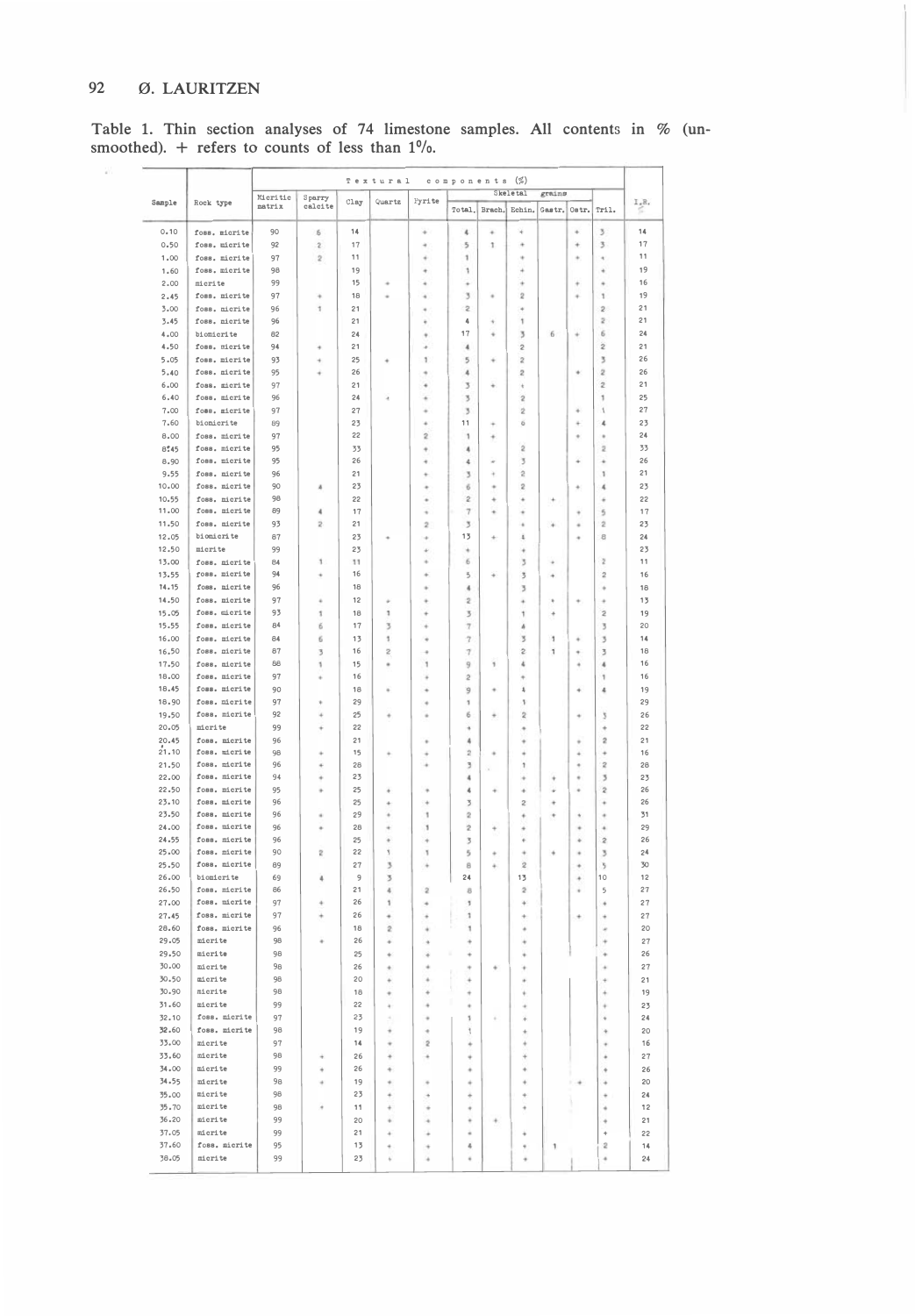Table 1. Thin section analyses of 74 limestone samples. All contents in % (unsmoothed). + refers to counts of less than 1%.

| Sample | Rock type | Textural components (%) | | | | | | | | | | | I.R. |
|---|---|---|---|---|---|---|---|---|---|---|---|---|---|
| | | Micritic matrix | Sparry calcite | Clay | Quartz | Pyrite | Skeletal grains | | | | | | |
| | | | | | | | Total | Brach. | Echin. | Gastr. | Ostr. | Tril. | |
| 0.10 | foss. micrite | 90 | 6 | 14 | | + | 4 | + | + | | + | 3 | 14 |
| 0.50 | foss. micrite | 92 | 2 | 17 | | + | 5 | 1 | + | | + | 3 | 17 |
| 1.00 | foss. micrite | 97 | 2 | 11 | | + | 1 | | + | | + | + | 11 |
| 1.60 | foss. micrite | 98 | | 19 | | + | 1 | | + | | | | 19 |
| 2.00 | micrite | 99 | | 15 | + | + | + | | + | | + | + | 16 |
| 2.45 | foss. micrite | 97 | + | 18 | + | + | 3 | + | 2 | | + | 1 | 19 |
| 3.00 | foss. micrite | 96 | 1 | 21 | | + | 2 | | + | | | 2 | 21 |
| 3.45 | foss. micrite | 96 | | 21 | | + | 4 | + | 1 | | | 2 | 21 |
| 4.00 | biomicrite | 82 | | 24 | | + | 17 | + | 3 | 6 | + | 6 | 24 |
| 4.50 | foss. micrite | 94 | + | 21 | | + | 4 | | 2 | | | 2 | 21 |
| 5.05 | foss. micrite | 93 | + | 25 | + | 1 | 5 | + | 2 | | | 3 | 26 |
| 5.40 | foss. micrite | 95 | + | 26 | | + | 4 | | 2 | | + | 2 | 26 |
| 6.00 | foss. micrite | 97 | | 21 | | + | 3 | + | + | | | 2 | 21 |
| 6.40 | foss. micrite | 96 | | 24 | + | + | 3 | | 2 | | | 1 | 25 |
| 7.00 | foss. micrite | 97 | | 27 | | + | 3 | | 2 | | + | 1 | 27 |
| 7.60 | biomicrite | 89 | | 23 | | + | 11 | + | 6 | | + | 4 | 23 |
| 8.00 | foss. micrite | 97 | | 22 | | 2 | 1 | + | | | + | + | 24 |
| 8.45 | foss. micrite | 95 | | 33 | | + | 4 | | 2 | | | 2 | 33 |
| 8.90 | foss. micrite | 95 | | 26 | | + | 4 | + | 3 | | + | + | 26 |
| 9.55 | foss. micrite | 96 | | 21 | | + | 3 | + | 2 | | | 1 | 21 |
| 10.00 | foss. micrite | 90 | 4 | 23 | | + | 6 | + | 2 | | + | 4 | 23 |
| 10.55 | foss. micrite | 98 | | 22 | | + | 2 | + | + | + | | + | 22 |
| 11.00 | foss. micrite | 89 | 4 | 17 | | + | 7 | + | + | | + | 5 | 17 |
| 11.50 | foss. micrite | 93 | 2 | 21 | | 2 | 3 | | + | + | + | 2 | 23 |
| 12.05 | biomicrite | 87 | | 23 | + | + | 13 | + | 4 | | + | 8 | 24 |
| 12.50 | micrite | 99 | | 23 | | + | + | | + | | | | 23 |
| 13.00 | foss. micrite | 84 | 1 | 11 | | + | 6 | | 3 | + | | 2 | 11 |
| 13.55 | foss. micrite | 94 | + | 16 | | + | 5 | + | 3 | + | | 2 | 16 |
| 14.15 | foss. micrite | 96 | | 18 | | + | 4 | | 3 | | | + | 18 |
| 14.50 | foss. micrite | 97 | + | 12 | + | + | 2 | | + | + | + | + | 13 |
| 15.05 | foss. micrite | 93 | 1 | 18 | 1 | + | 3 | | 1 | + | | 2 | 19 |
| 15.55 | foss. micrite | 84 | 6 | 17 | 3 | + | 7 | | 4 | | | 3 | 20 |
| 16.00 | foss. micrite | 84 | 6 | 13 | 1 | + | 7 | | 3 | 1 | + | 3 | 14 |
| 16.50 | foss. micrite | 87 | 3 | 16 | 2 | + | 7 | | 2 | 1 | + | 3 | 18 |
| 17.50 | foss. micrite | 88 | 1 | 15 | + | 1 | 9 | 1 | 4 | | + | 4 | 16 |
| 18.00 | foss. micrite | 97 | + | 16 | | + | 2 | | + | | | 1 | 16 |
| 18.45 | foss. micrite | 90 | | 18 | + | + | 9 | + | 4 | | + | 4 | 19 |
| 18.90 | foss. micrite | 97 | + | 29 | | + | 1 | | 1 | | | | 29 |
| 19.50 | foss. micrite | 92 | + | 25 | + | + | 6 | + | 2 | | + | 3 | 26 |
| 20.05 | micrite | 99 | + | 22 | | | + | | + | | | + | 22 |
| 20.45 | foss. micrite | 96 | | 21 | | + | 4 | | + | | + | 2 | 21 |
| 21.10 | foss. micrite | 98 | + | 15 | + | + | 2 | + | + | | + | + | 16 |
| 21.50 | foss. micrite | 96 | + | 28 | | + | 3 | | 1 | | + | 2 | 28 |
| 22.00 | foss. micrite | 94 | + | 23 | | | 4 | | + | + | + | 3 | 23 |
| 22.50 | foss. micrite | 95 | + | 25 | + | + | 4 | + | + | + | + | 2 | 26 |
| 23.10 | foss. micrite | 96 | | 25 | + | + | 3 | | 2 | + | | + | 26 |
| 23.50 | foss. micrite | 96 | + | 29 | + | 1 | 2 | | + | + | + | + | 31 |
| 24.00 | foss. micrite | 96 | + | 28 | + | 1 | 2 | + | + | | + | + | 29 |
| 24.55 | foss. micrite | 96 | | 25 | + | + | 3 | | + | | + | 2 | 26 |
| 25.00 | foss. micrite | 90 | 2 | 22 | 1 | 1 | 5 | + | + | + | + | 3 | 24 |
| 25.50 | foss. micrite | 89 | | 27 | 3 | + | 8 | + | 2 | | + | 5 | 30 |
| 26.00 | biomicrite | 69 | 4 | 9 | 3 | | 24 | | 13 | | + | 10 | 12 |
| 26.50 | foss. micrite | 86 | | 21 | 4 | 2 | 8 | | 2 | | + | 5 | 27 |
| 27.00 | foss. micrite | 97 | + | 26 | 1 | + | 1 | | + | | | + | 27 |
| 27.45 | foss. micrite | 97 | + | 26 | + | + | 1 | | + | | + | + | 27 |
| 28.60 | foss. micrite | 96 | | 18 | 2 | + | 1 | | + | | | + | 20 |
| 29.05 | micrite | 98 | + | 26 | + | + | + | | + | | | + | 27 |
| 29.50 | micrite | 98 | | 25 | + | + | + | | + | | | + | 26 |
| 30.00 | micrite | 98 | | 26 | + | + | + | + | + | | | + | 27 |
| 30.50 | micrite | 98 | | 20 | + | + | + | | + | | | + | 21 |
| 30.90 | micrite | 98 | | 18 | + | + | + | | + | | | + | 19 |
| 31.60 | micrite | 99 | | 22 | + | + | + | | + | | | + | 23 |
| 32.10 | foss. micrite | 97 | | 23 | + | + | 1 | + | + | | | + | 24 |
| 32.60 | foss. micrite | 98 | | 19 | + | + | 1 | | + | | | + | 20 |
| 33.00 | micrite | 97 | | 14 | + | 2 | + | | + | | | + | 16 |
| 33.60 | micrite | 98 | + | 26 | + | + | + | | + | | | + | 27 |
| 34.00 | micrite | 99 | + | 26 | + | | + | | + | | | + | 26 |
| 34.55 | micrite | 98 | + | 19 | + | + | + | | + | | + | + | 20 |
| 35.00 | micrite | 98 | | 23 | + | + | + | | + | | | + | 24 |
| 35.70 | micrite | 98 | + | 11 | + | + | + | | + | | | + | 12 |
| 36.20 | micrite | 99 | | 20 | + | + | + | + | | | | + | 21 |
| 37.05 | micrite | 99 | | 21 | + | + | + | | + | | | + | 22 |
| 37.60 | foss. micrite | 95 | | 13 | + | + | 4 | | + | 1 | | 2 | 14 |
| 38.05 | micrite | 99 | | 23 | + | + | + | | + | | | + | 24 |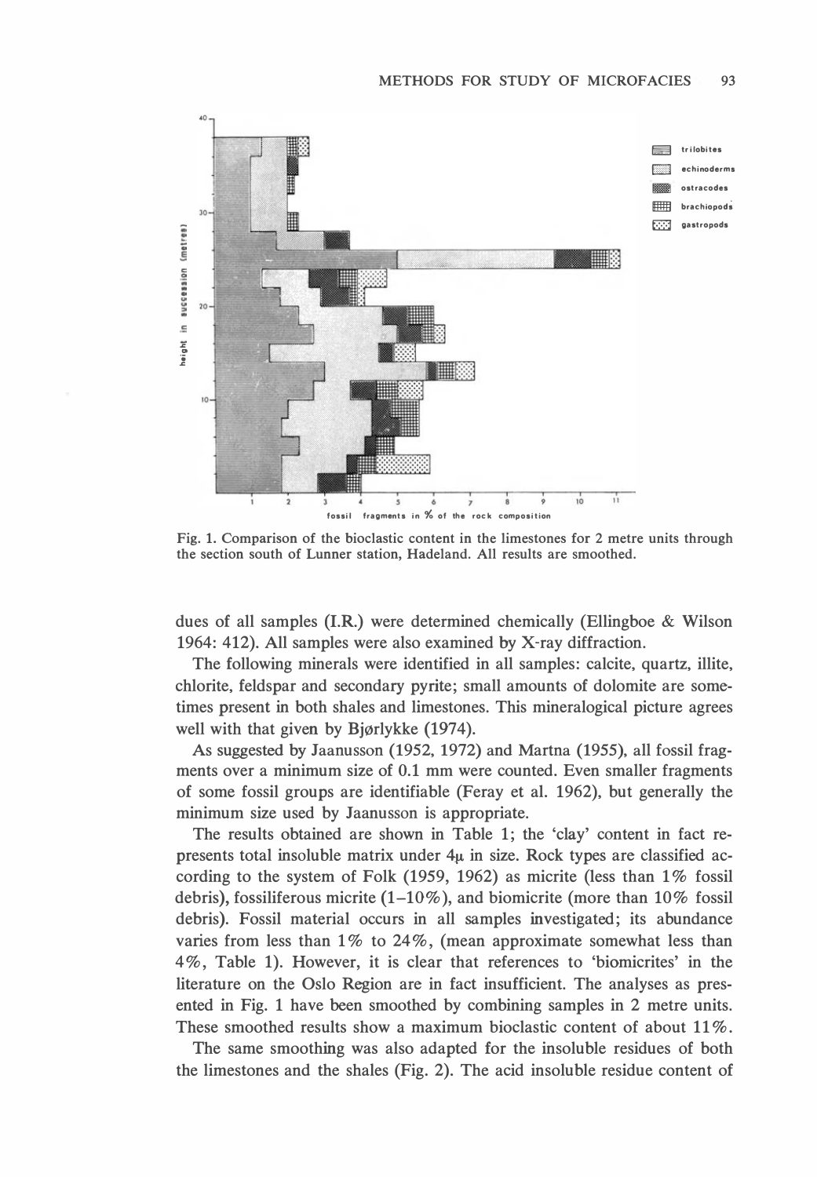Fig. 1. Comparison of the bioclastic content in the limestones for 2 metre units through the section south of Lunner station, Hadeland. All results are smoothed.

dues of all samples (I.R.) were determined chemically (Ellingboe & Wilson 1964: 412). All samples were also examined by X-ray diffraction.

The following minerals were identified in all samples: calcite, quartz, illite, chlorite, feldspar and secondary pyrite; small amounts of dolomite are sometimes present in both shales and limestones. This mineralogical picture agrees well with that given by Bjørlykke (1974).

As suggested by Jaanusson (1952, 1972) and Martna (1955), all fossil fragments over a minimum size of 0.1 mm were counted. Even smaller fragments of some fossil groups are identifiable (Feray et al. 1962), but generally the minimum size used by Jaanusson is appropriate.

The results obtained are shown in Table 1; the 'clay' content in fact represents total insoluble matrix under 4μ in size. Rock types are classified according to the system of Folk (1959, 1962) as micrite (less than 1% fossil debris), fossiliferous micrite (1–10%), and biomicrite (more than 10% fossil debris). Fossil material occurs in all samples investigated; its abundance varies from less than 1% to 24%, (mean approximate somewhat less than 4%, Table 1). However, it is clear that references to 'biomicrites' in the literature on the Oslo Region are in fact insufficient. The analyses as presented in Fig. 1 have been smoothed by combining samples in 2 metre units. These smoothed results show a maximum bioclastic content of about 11%.

The same smoothing was also adapted for the insoluble residues of both the limestones and the shales (Fig. 2). The acid insoluble residue content of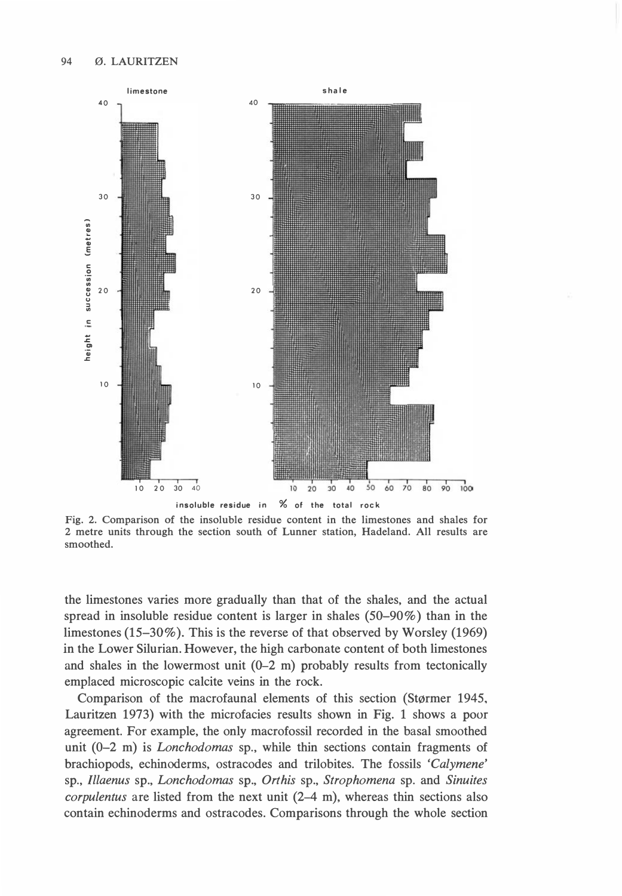Fig. 2. Comparison of the insoluble residue content in the limestones and shales for 2 metre units through the section south of Lunner station, Hadeland. All results are smoothed.

the limestones varies more gradually than that of the shales, and the actual spread in insoluble residue content is larger in shales (50–90%) than in the limestones (15–30%). This is the reverse of that observed by Worsley (1969) in the Lower Silurian. However, the high carbonate content of both limestones and shales in the lowermost unit (0–2 m) probably results from tectonically emplaced microscopic calcite veins in the rock.

Comparison of the macrofaunal elements of this section (Størmer 1945, Lauritzen 1973) with the microfacies results shown in Fig. 1 shows a poor agreement. For example, the only macrofossil recorded in the basal smoothed unit (0–2 m) is *Lonchodomas* sp., while thin sections contain fragments of brachiopods, echinoderms, ostracodes and trilobites. The fossils *'Calymene'* sp., *Illaenus* sp., *Lonchodomas* sp., *Orthis* sp., *Strophomena* sp. and *Sinuites corpulentus* are listed from the next unit (2–4 m), whereas thin sections also contain echinoderms and ostracodes. Comparisons through the whole section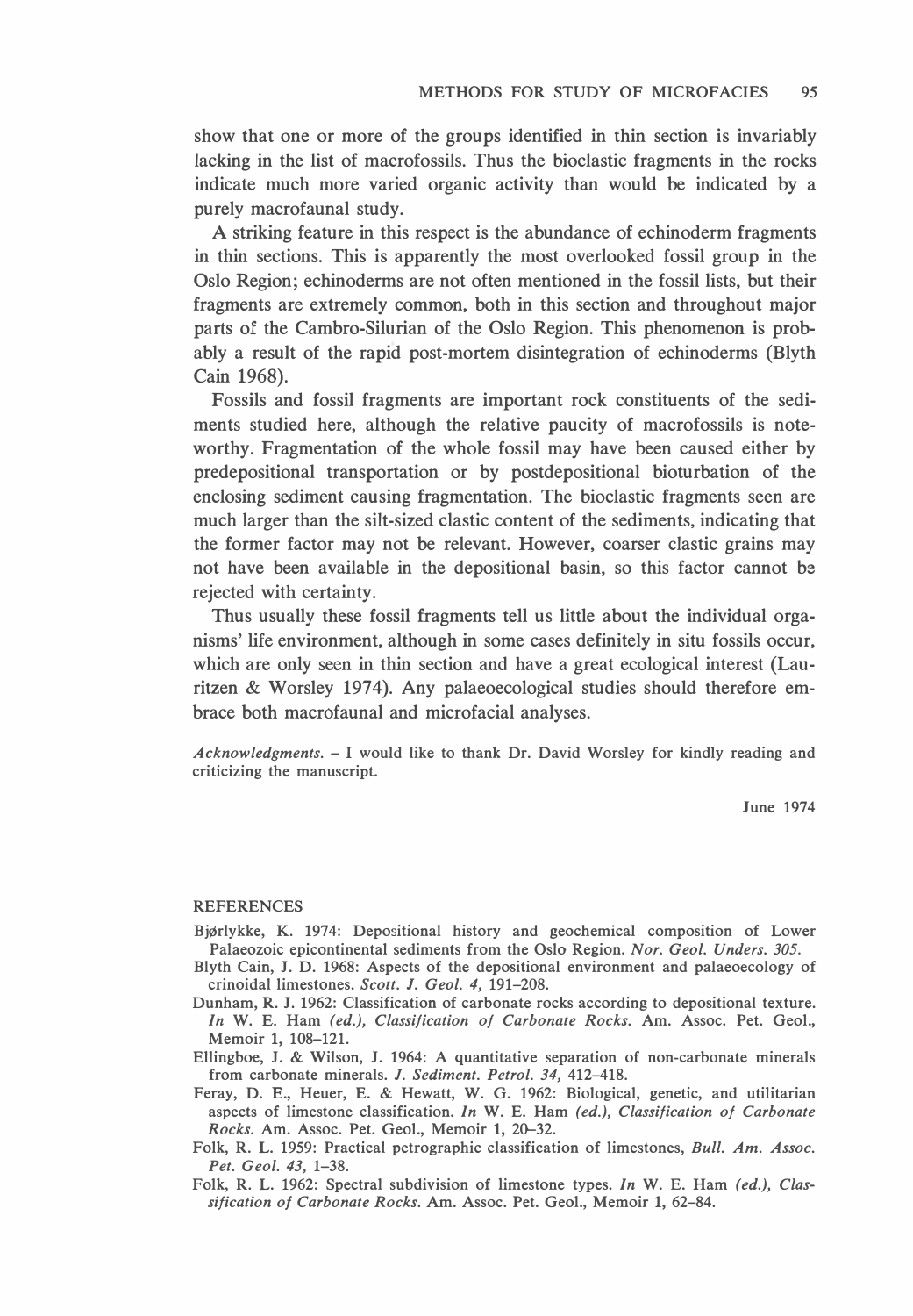show that one or more of the groups identified in thin section is invariably lacking in the list of macrofossils. Thus the bioclastic fragments in the rocks indicate much more varied organic activity than would be indicated by a purely macrofaunal study.

A striking feature in this respect is the abundance of echinoderm fragments in thin sections. This is apparently the most overlooked fossil group in the Oslo Region; echinoderms are not often mentioned in the fossil lists, but their fragments are extremely common, both in this section and throughout major parts of the Cambro-Silurian of the Oslo Region. This phenomenon is probably a result of the rapid post-mortem disintegration of echinoderms (Blyth Cain 1968).

Fossils and fossil fragments are important rock constituents of the sediments studied here, although the relative paucity of macrofossils is noteworthy. Fragmentation of the whole fossil may have been caused either by predepositional transportation or by postdepositional bioturbation of the enclosing sediment causing fragmentation. The bioclastic fragments seen are much larger than the silt-sized clastic content of the sediments, indicating that the former factor may not be relevant. However, coarser clastic grains may not have been available in the depositional basin, so this factor cannot be rejected with certainty.

Thus usually these fossil fragments tell us little about the individual organisms' life environment, although in some cases definitely in situ fossils occur, which are only seen in thin section and have a great ecological interest (Lauritzen & Worsley 1974). Any palaeoecological studies should therefore embrace both macrofaunal and microfacial analyses.

*Acknowledgments.* – I would like to thank Dr. David Worsley for kindly reading and criticizing the manuscript.

June 1974

## REFERENCES

Bjørlykke, K. 1974: Depositional history and geochemical composition of Lower Palaeozoic epicontinental sediments from the Oslo Region. *Nor. Geol. Unders. 305.*

Blyth Cain, J. D. 1968: Aspects of the depositional environment and palaeoecology of crinoidal limestones. *Scott. J. Geol. 4,* 191–208.

Dunham, R. J. 1962: Classification of carbonate rocks according to depositional texture. *In* W. E. Ham *(ed.), Classification of Carbonate Rocks.* Am. Assoc. Pet. Geol., Memoir 1, 108–121.

Ellingboe, J. & Wilson, J. 1964: A quantitative separation of non-carbonate minerals from carbonate minerals. *J. Sediment. Petrol. 34,* 412–418.

Feray, D. E., Heuer, E. & Hewatt, W. G. 1962: Biological, genetic, and utilitarian aspects of limestone classification. *In* W. E. Ham *(ed.), Classification of Carbonate Rocks.* Am. Assoc. Pet. Geol., Memoir 1, 20–32.

Folk, R. L. 1959: Practical petrographic classification of limestones, *Bull. Am. Assoc. Pet. Geol. 43,* 1–38.

Folk, R. L. 1962: Spectral subdivision of limestone types. *In* W. E. Ham *(ed.), Classification of Carbonate Rocks.* Am. Assoc. Pet. Geol., Memoir 1, 62–84.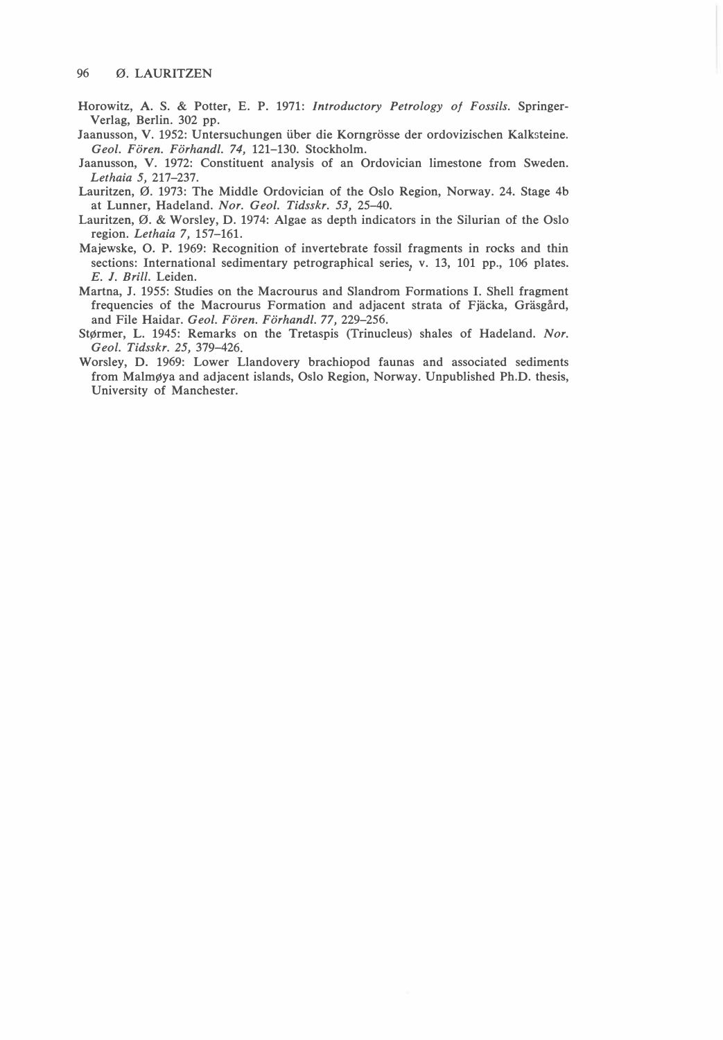Horowitz, A. S. & Potter, E. P. 1971: *Introductory Petrology of Fossils*. Springer-Verlag, Berlin. 302 pp.

Jaanusson, V. 1952: Untersuchungen über die Korngrösse der ordovizischen Kalksteine. *Geol. Fören. Förhandl. 74,* 121–130. Stockholm.

Jaanusson, V. 1972: Constituent analysis of an Ordovician limestone from Sweden. *Lethaia 5,* 217–237.

Lauritzen, Ø. 1973: The Middle Ordovician of the Oslo Region, Norway. 24. Stage 4b at Lunner, Hadeland. *Nor. Geol. Tidsskr. 53,* 25–40.

Lauritzen, Ø. & Worsley, D. 1974: Algae as depth indicators in the Silurian of the Oslo region. *Lethaia 7,* 157–161.

Majewske, O. P. 1969: Recognition of invertebrate fossil fragments in rocks and thin sections: International sedimentary petrographical series, v. 13, 101 pp., 106 plates. *E. J. Brill.* Leiden.

Martna, J. 1955: Studies on the Macrourus and Slandrom Formations I. Shell fragment frequencies of the Macrourus Formation and adjacent strata of Fjäcka, Gräsgård, and File Haidar. *Geol. Fören. Förhandl. 77,* 229–256.

Størmer, L. 1945: Remarks on the Tretaspis (Trinucleus) shales of Hadeland. *Nor. Geol. Tidsskr. 25,* 379–426.

Worsley, D. 1969: Lower Llandovery brachiopod faunas and associated sediments from Malmøya and adjacent islands, Oslo Region, Norway. Unpublished Ph.D. thesis, University of Manchester.